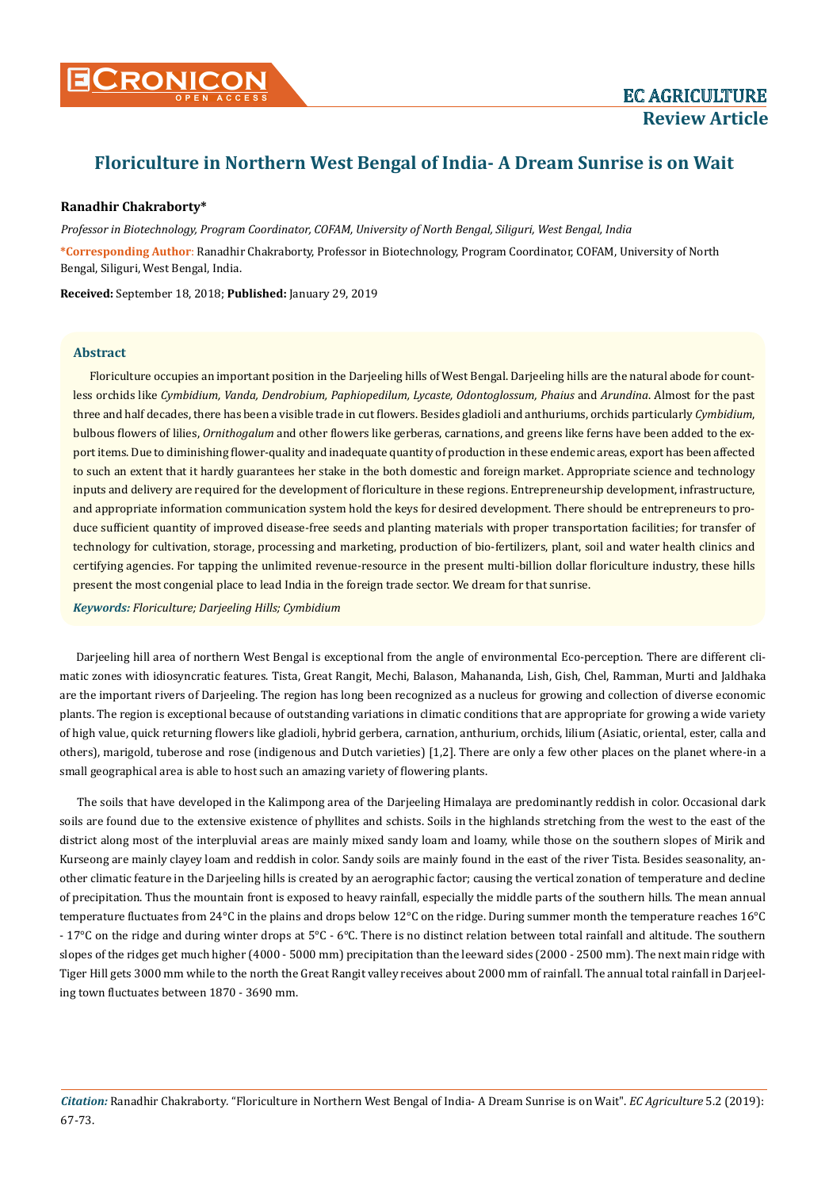# Floriculture in Northern West Bengal of India- A Dream Sunrise is on Wait

**Ranadhir Chakraborty***

*Professor in Biotechnology, Program Coordinator, COFAM, University of North Bengal, Siliguri, West Bengal, India*

***Corresponding Author**: Ranadhir Chakraborty, Professor in Biotechnology, Program Coordinator, COFAM, University of North Bengal, Siliguri, West Bengal, India.

**Received:** September 18, 2018; **Published:** January 29, 2019

## Abstract

Floriculture occupies an important position in the Darjeeling hills of West Bengal. Darjeeling hills are the natural abode for countless orchids like *Cymbidium, Vanda, Dendrobium, Paphiopedilum, Lycaste, Odontoglossum, Phaius* and *Arundina*. Almost for the past three and half decades, there has been a visible trade in cut flowers. Besides gladioli and anthuriums, orchids particularly *Cymbidium*, bulbous flowers of lilies, *Ornithogalum* and other flowers like gerberas, carnations, and greens like ferns have been added to the export items. Due to diminishing flower-quality and inadequate quantity of production in these endemic areas, export has been affected to such an extent that it hardly guarantees her stake in the both domestic and foreign market. Appropriate science and technology inputs and delivery are required for the development of floriculture in these regions. Entrepreneurship development, infrastructure, and appropriate information communication system hold the keys for desired development. There should be entrepreneurs to produce sufficient quantity of improved disease-free seeds and planting materials with proper transportation facilities; for transfer of technology for cultivation, storage, processing and marketing, production of bio-fertilizers, plant, soil and water health clinics and certifying agencies. For tapping the unlimited revenue-resource in the present multi-billion dollar floriculture industry, these hills present the most congenial place to lead India in the foreign trade sector. We dream for that sunrise.

***Keywords:*** *Floriculture; Darjeeling Hills; Cymbidium*

Darjeeling hill area of northern West Bengal is exceptional from the angle of environmental Eco-perception. There are different climatic zones with idiosyncratic features. Tista, Great Rangit, Mechi, Balason, Mahananda, Lish, Gish, Chel, Ramman, Murti and Jaldhaka are the important rivers of Darjeeling. The region has long been recognized as a nucleus for growing and collection of diverse economic plants. The region is exceptional because of outstanding variations in climatic conditions that are appropriate for growing a wide variety of high value, quick returning flowers like gladioli, hybrid gerbera, carnation, anthurium, orchids, lilium (Asiatic, oriental, ester, calla and others), marigold, tuberose and rose (indigenous and Dutch varieties) [1,2]. There are only a few other places on the planet where-in a small geographical area is able to host such an amazing variety of flowering plants.

The soils that have developed in the Kalimpong area of the Darjeeling Himalaya are predominantly reddish in color. Occasional dark soils are found due to the extensive existence of phyllites and schists. Soils in the highlands stretching from the west to the east of the district along most of the interpluvial areas are mainly mixed sandy loam and loamy, while those on the southern slopes of Mirik and Kurseong are mainly clayey loam and reddish in color. Sandy soils are mainly found in the east of the river Tista. Besides seasonality, another climatic feature in the Darjeeling hills is created by an aerographic factor; causing the vertical zonation of temperature and decline of precipitation. Thus the mountain front is exposed to heavy rainfall, especially the middle parts of the southern hills. The mean annual temperature fluctuates from 24°C in the plains and drops below 12°C on the ridge. During summer month the temperature reaches 16°C - 17°C on the ridge and during winter drops at 5°C - 6°C. There is no distinct relation between total rainfall and altitude. The southern slopes of the ridges get much higher (4000 - 5000 mm) precipitation than the leeward sides (2000 - 2500 mm). The next main ridge with Tiger Hill gets 3000 mm while to the north the Great Rangit valley receives about 2000 mm of rainfall. The annual total rainfall in Darjeeling town fluctuates between 1870 - 3690 mm.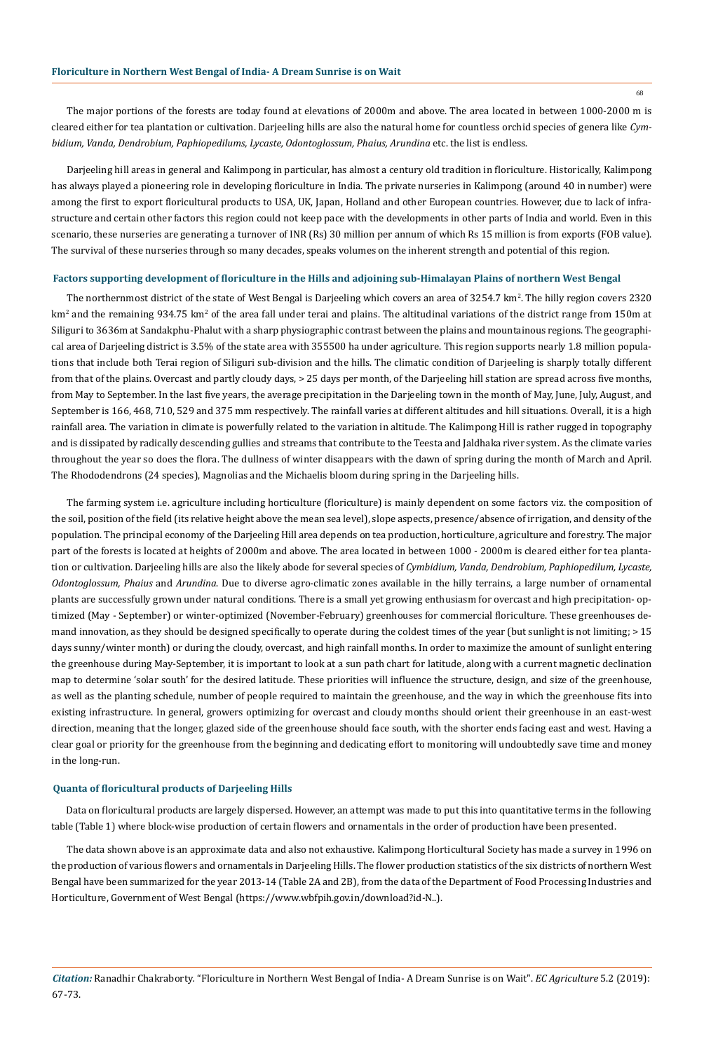The major portions of the forests are today found at elevations of 2000m and above. The area located in between 1000-2000 m is cleared either for tea plantation or cultivation. Darjeeling hills are also the natural home for countless orchid species of genera like *Cymbidium, Vanda, Dendrobium, Paphiopedilums, Lycaste, Odontoglossum, Phaius, Arundina* etc. the list is endless.

Darjeeling hill areas in general and Kalimpong in particular, has almost a century old tradition in floriculture. Historically, Kalimpong has always played a pioneering role in developing floriculture in India. The private nurseries in Kalimpong (around 40 in number) were among the first to export floricultural products to USA, UK, Japan, Holland and other European countries. However, due to lack of infrastructure and certain other factors this region could not keep pace with the developments in other parts of India and world. Even in this scenario, these nurseries are generating a turnover of INR (Rs) 30 million per annum of which Rs 15 million is from exports (FOB value). The survival of these nurseries through so many decades, speaks volumes on the inherent strength and potential of this region.

## Factors supporting development of floriculture in the Hills and adjoining sub-Himalayan Plains of northern West Bengal

The northernmost district of the state of West Bengal is Darjeeling which covers an area of 3254.7 $km^2$. The hilly region covers 2320 $km^2$ and the remaining 934.75 $km^2$ of the area fall under terai and plains. The altitudinal variations of the district range from 150m at Siliguri to 3636m at Sandakphu-Phalut with a sharp physiographic contrast between the plains and mountainous regions. The geographical area of Darjeeling district is 3.5% of the state area with 355500 ha under agriculture. This region supports nearly 1.8 million populations that include both Terai region of Siliguri sub-division and the hills. The climatic condition of Darjeeling is sharply totally different from that of the plains. Overcast and partly cloudy days, > 25 days per month, of the Darjeeling hill station are spread across five months, from May to September. In the last five years, the average precipitation in the Darjeeling town in the month of May, June, July, August, and September is 166, 468, 710, 529 and 375 mm respectively. The rainfall varies at different altitudes and hill situations. Overall, it is a high rainfall area. The variation in climate is powerfully related to the variation in altitude. The Kalimpong Hill is rather rugged in topography and is dissipated by radically descending gullies and streams that contribute to the Teesta and Jaldhaka river system. As the climate varies throughout the year so does the flora. The dullness of winter disappears with the dawn of spring during the month of March and April. The Rhododendrons (24 species), Magnolias and the Michaelis bloom during spring in the Darjeeling hills.

The farming system i.e. agriculture including horticulture (floriculture) is mainly dependent on some factors viz. the composition of the soil, position of the field (its relative height above the mean sea level), slope aspects, presence/absence of irrigation, and density of the population. The principal economy of the Darjeeling Hill area depends on tea production, horticulture, agriculture and forestry. The major part of the forests is located at heights of 2000m and above. The area located in between 1000 - 2000m is cleared either for tea plantation or cultivation. Darjeeling hills are also the likely abode for several species of *Cymbidium, Vanda, Dendrobium, Paphiopedilum, Lycaste, Odontoglossum, Phaius* and *Arundina*. Due to diverse agro-climatic zones available in the hilly terrains, a large number of ornamental plants are successfully grown under natural conditions. There is a small yet growing enthusiasm for overcast and high precipitation- optimized (May - September) or winter-optimized (November-February) greenhouses for commercial floriculture. These greenhouses demand innovation, as they should be designed specifically to operate during the coldest times of the year (but sunlight is not limiting; > 15 days sunny/winter month) or during the cloudy, overcast, and high rainfall months. In order to maximize the amount of sunlight entering the greenhouse during May-September, it is important to look at a sun path chart for latitude, along with a current magnetic declination map to determine 'solar south' for the desired latitude. These priorities will influence the structure, design, and size of the greenhouse, as well as the planting schedule, number of people required to maintain the greenhouse, and the way in which the greenhouse fits into existing infrastructure. In general, growers optimizing for overcast and cloudy months should orient their greenhouse in an east-west direction, meaning that the longer, glazed side of the greenhouse should face south, with the shorter ends facing east and west. Having a clear goal or priority for the greenhouse from the beginning and dedicating effort to monitoring will undoubtedly save time and money in the long-run.

## Quanta of floricultural products of Darjeeling Hills

Data on floricultural products are largely dispersed. However, an attempt was made to put this into quantitative terms in the following table (Table 1) where block-wise production of certain flowers and ornamentals in the order of production have been presented.

The data shown above is an approximate data and also not exhaustive. Kalimpong Horticultural Society has made a survey in 1996 on the production of various flowers and ornamentals in Darjeeling Hills. The flower production statistics of the six districts of northern West Bengal have been summarized for the year 2013-14 (Table 2A and 2B), from the data of the Department of Food Processing Industries and Horticulture, Government of West Bengal (https://www.wbfpih.gov.in/download?id-N..).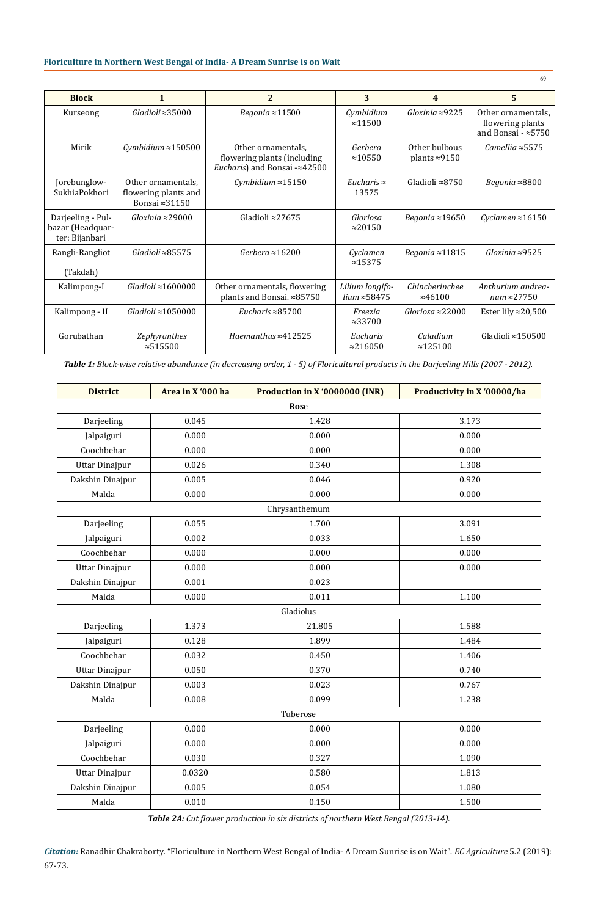| Block | 1 | 2 | 3 | 4 | 5 |
|---|---|---|---|---|---|
| Kurseong | *Gladioli* ≈35000 | *Begonia* ≈11500 | *Cymbidium* ≈11500 | *Gloxinia* ≈9225 | Other ornamentals, flowering plants and Bonsai - ≈5750 |
| Mirik | *Cymbidium* ≈150500 | Other ornamentals, flowering plants (including *Eucharis*) and Bonsai -≈42500 | *Gerbera* ≈10550 | Other bulbous plants ≈9150 | *Camellia* ≈5575 |
| Jorebunglow-SukhiaPokhori | Other ornamentals, flowering plants and Bonsai ≈31150 | *Cymbidium* ≈15150 | *Eucharis* ≈ 13575 | Gladioli ≈8750 | *Begonia* ≈8800 |
| Darjeeling - Pulbazar (Headquarter: Bijanbari | *Gloxinia* ≈29000 | Gladioli ≈27675 | *Gloriosa* ≈20150 | *Begonia* ≈19650 | *Cyclamen* ≈16150 |
| Rangli-Rangliot (Takdah) | *Gladioli* ≈85575 | *Gerbera* ≈16200 | *Cyclamen* ≈15375 | *Begonia* ≈11815 | *Gloxinia* ≈9525 |
| Kalimpong-I | *Gladioli* ≈1600000 | Other ornamentals, flowering plants and Bonsai. ≈85750 | *Lilium longifolium* ≈58475 | *Chincherinchee* ≈46100 | *Anthurium andreanum* ≈27750 |
| Kalimpong - II | *Gladioli* ≈1050000 | *Eucharis* ≈85700 | *Freezia* ≈33700 | *Gloriosa* ≈22000 | Ester lily ≈20,500 |
| Gorubathan | *Zephyranthes* ≈515500 | *Haemanthus* ≈412525 | *Eucharis* ≈216050 | *Caladium* ≈125100 | Gladioli ≈150500 |

***Table 1:*** *Block-wise relative abundance (in decreasing order, 1 - 5) of Floricultural products in the Darjeeling Hills (2007 - 2012).*

| District | Area in X '000 ha | Production in X '0000000 (INR) | Productivity in X '00000/ha |
|---|---|---|---|
| Rose | | | |
| Darjeeling | 0.045 | 1.428 | 3.173 |
| Jalpaiguri | 0.000 | 0.000 | 0.000 |
| Coochbehar | 0.000 | 0.000 | 0.000 |
| Uttar Dinajpur | 0.026 | 0.340 | 1.308 |
| Dakshin Dinajpur | 0.005 | 0.046 | 0.920 |
| Malda | 0.000 | 0.000 | 0.000 |
| Chrysanthemum | | | |
| Darjeeling | 0.055 | 1.700 | 3.091 |
| Jalpaiguri | 0.002 | 0.033 | 1.650 |
| Coochbehar | 0.000 | 0.000 | 0.000 |
| Uttar Dinajpur | 0.000 | 0.000 | 0.000 |
| Dakshin Dinajpur | 0.001 | 0.023 | |
| Malda | 0.000 | 0.011 | 1.100 |
| Gladiolus | | | |
| Darjeeling | 1.373 | 21.805 | 1.588 |
| Jalpaiguri | 0.128 | 1.899 | 1.484 |
| Coochbehar | 0.032 | 0.450 | 1.406 |
| Uttar Dinajpur | 0.050 | 0.370 | 0.740 |
| Dakshin Dinajpur | 0.003 | 0.023 | 0.767 |
| Malda | 0.008 | 0.099 | 1.238 |
| Tuberose | | | |
| Darjeeling | 0.000 | 0.000 | 0.000 |
| Jalpaiguri | 0.000 | 0.000 | 0.000 |
| Coochbehar | 0.030 | 0.327 | 1.090 |
| Uttar Dinajpur | 0.0320 | 0.580 | 1.813 |
| Dakshin Dinajpur | 0.005 | 0.054 | 1.080 |
| Malda | 0.010 | 0.150 | 1.500 |

***Table 2A:*** *Cut flower production in six districts of northern West Bengal (2013-14).*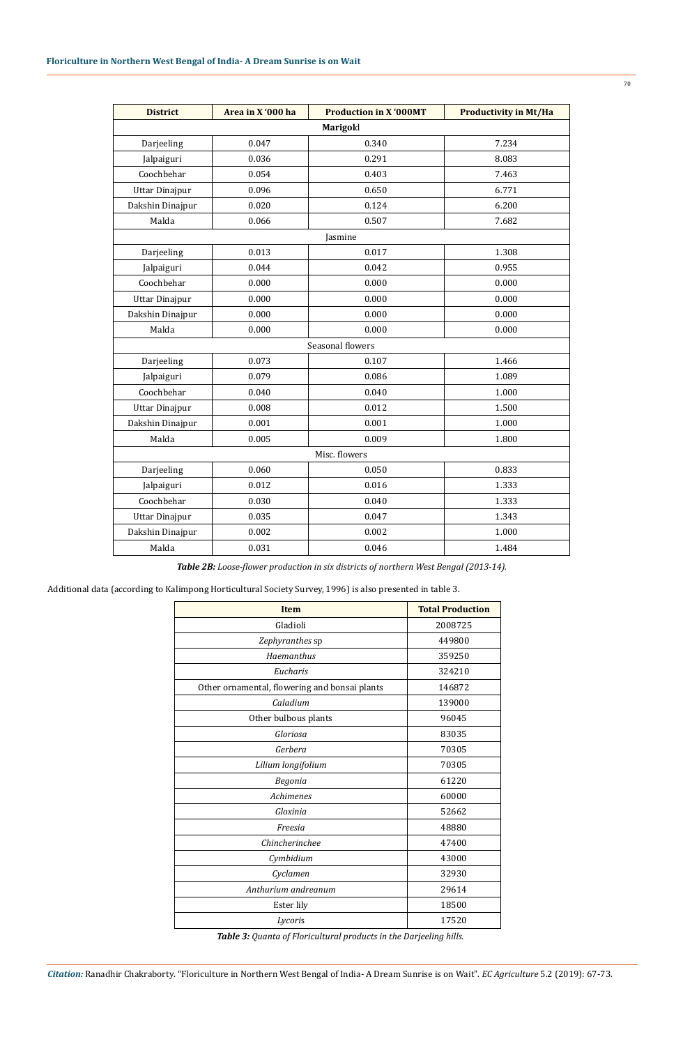| District | Area in X '000 ha | Production in X '000MT | Productivity in Mt/Ha |
|---|---|---|---|
| **Marigold** | | | |
| Darjeeling | 0.047 | 0.340 | 7.234 |
| Jalpaiguri | 0.036 | 0.291 | 8.083 |
| Coochbehar | 0.054 | 0.403 | 7.463 |
| Uttar Dinajpur | 0.096 | 0.650 | 6.771 |
| Dakshin Dinajpur | 0.020 | 0.124 | 6.200 |
| Malda | 0.066 | 0.507 | 7.682 |
| Jasmine | | | |
| Darjeeling | 0.013 | 0.017 | 1.308 |
| Jalpaiguri | 0.044 | 0.042 | 0.955 |
| Coochbehar | 0.000 | 0.000 | 0.000 |
| Uttar Dinajpur | 0.000 | 0.000 | 0.000 |
| Dakshin Dinajpur | 0.000 | 0.000 | 0.000 |
| Malda | 0.000 | 0.000 | 0.000 |
| Seasonal flowers | | | |
| Darjeeling | 0.073 | 0.107 | 1.466 |
| Jalpaiguri | 0.079 | 0.086 | 1.089 |
| Coochbehar | 0.040 | 0.040 | 1.000 |
| Uttar Dinajpur | 0.008 | 0.012 | 1.500 |
| Dakshin Dinajpur | 0.001 | 0.001 | 1.000 |
| Malda | 0.005 | 0.009 | 1.800 |
| Misc. flowers | | | |
| Darjeeling | 0.060 | 0.050 | 0.833 |
| Jalpaiguri | 0.012 | 0.016 | 1.333 |
| Coochbehar | 0.030 | 0.040 | 1.333 |
| Uttar Dinajpur | 0.035 | 0.047 | 1.343 |
| Dakshin Dinajpur | 0.002 | 0.002 | 1.000 |
| Malda | 0.031 | 0.046 | 1.484 |

***Table 2B:*** *Loose-flower production in six districts of northern West Bengal (2013-14).*

Additional data (according to Kalimpong Horticultural Society Survey, 1996) is also presented in table 3.

| Item | Total Production |
|---|---|
| Gladioli | 2008725 |
| *Zephyranthes* sp | 449800 |
| *Haemanthus* | 359250 |
| *Eucharis* | 324210 |
| Other ornamental, flowering and bonsai plants | 146872 |
| *Caladium* | 139000 |
| Other bulbous plants | 96045 |
| *Gloriosa* | 83035 |
| *Gerbera* | 70305 |
| *Lilium longifolium* | 70305 |
| *Begonia* | 61220 |
| *Achimenes* | 60000 |
| *Gloxinia* | 52662 |
| *Freesia* | 48880 |
| *Chincherinchee* | 47400 |
| *Cymbidium* | 43000 |
| *Cyclamen* | 32930 |
| *Anthurium andreanum* | 29614 |
| Ester lily | 18500 |
| *Lycoris* | 17520 |

***Table 3:*** *Quanta of Floricultural products in the Darjeeling hills.*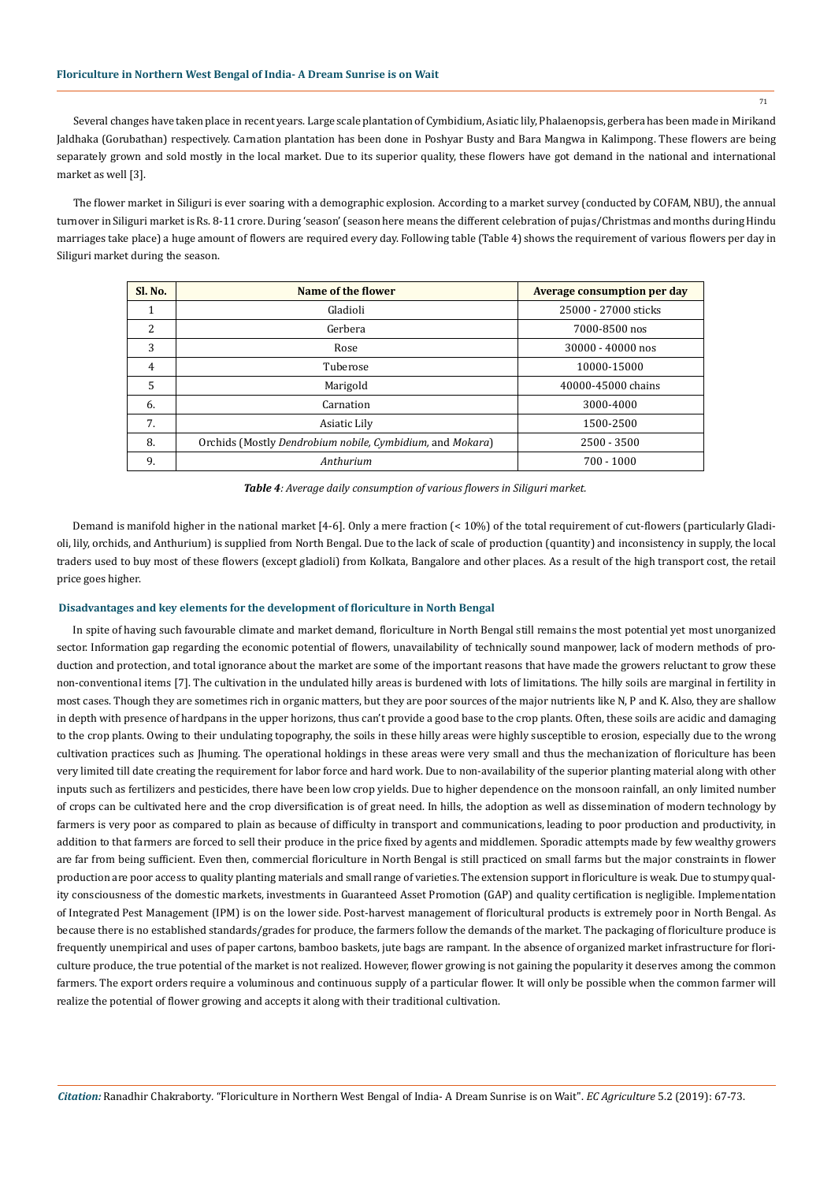Several changes have taken place in recent years. Large scale plantation of Cymbidium, Asiatic lily, Phalaenopsis, gerbera has been made in Mirikand Jaldhaka (Gorubathan) respectively. Carnation plantation has been done in Poshyar Busty and Bara Mangwa in Kalimpong. These flowers are being separately grown and sold mostly in the local market. Due to its superior quality, these flowers have got demand in the national and international market as well [3].

The flower market in Siliguri is ever soaring with a demographic explosion. According to a market survey (conducted by COFAM, NBU), the annual turnover in Siliguri market is Rs. 8-11 crore. During 'season' (season here means the different celebration of pujas/Christmas and months during Hindu marriages take place) a huge amount of flowers are required every day. Following table (Table 4) shows the requirement of various flowers per day in Siliguri market during the season.

| Sl. No. | Name of the flower | Average consumption per day |
|---|---|---|
| 1 | Gladioli | 25000 - 27000 sticks |
| 2 | Gerbera | 7000-8500 nos |
| 3 | Rose | 30000 - 40000 nos |
| 4 | Tuberose | 10000-15000 |
| 5 | Marigold | 40000-45000 chains |
| 6. | Carnation | 3000-4000 |
| 7. | Asiatic Lily | 1500-2500 |
| 8. | Orchids (Mostly *Dendrobium nobile*, *Cymbidium*, and *Mokara*) | 2500 - 3500 |
| 9. | *Anthurium* | 700 - 1000 |

***Table 4**: Average daily consumption of various flowers in Siliguri market.*

Demand is manifold higher in the national market [4-6]. Only a mere fraction (< 10%) of the total requirement of cut-flowers (particularly Gladioli, lily, orchids, and Anthurium) is supplied from North Bengal. Due to the lack of scale of production (quantity) and inconsistency in supply, the local traders used to buy most of these flowers (except gladioli) from Kolkata, Bangalore and other places. As a result of the high transport cost, the retail price goes higher.

### Disadvantages and key elements for the development of floriculture in North Bengal

In spite of having such favourable climate and market demand, floriculture in North Bengal still remains the most potential yet most unorganized sector. Information gap regarding the economic potential of flowers, unavailability of technically sound manpower, lack of modern methods of production and protection, and total ignorance about the market are some of the important reasons that have made the growers reluctant to grow these non-conventional items [7]. The cultivation in the undulated hilly areas is burdened with lots of limitations. The hilly soils are marginal in fertility in most cases. Though they are sometimes rich in organic matters, but they are poor sources of the major nutrients like N, P and K. Also, they are shallow in depth with presence of hardpans in the upper horizons, thus can't provide a good base to the crop plants. Often, these soils are acidic and damaging to the crop plants. Owing to their undulating topography, the soils in these hilly areas were highly susceptible to erosion, especially due to the wrong cultivation practices such as Jhuming. The operational holdings in these areas were very small and thus the mechanization of floriculture has been very limited till date creating the requirement for labor force and hard work. Due to non-availability of the superior planting material along with other inputs such as fertilizers and pesticides, there have been low crop yields. Due to higher dependence on the monsoon rainfall, an only limited number of crops can be cultivated here and the crop diversification is of great need. In hills, the adoption as well as dissemination of modern technology by farmers is very poor as compared to plain as because of difficulty in transport and communications, leading to poor production and productivity, in addition to that farmers are forced to sell their produce in the price fixed by agents and middlemen. Sporadic attempts made by few wealthy growers are far from being sufficient. Even then, commercial floriculture in North Bengal is still practiced on small farms but the major constraints in flower production are poor access to quality planting materials and small range of varieties. The extension support in floriculture is weak. Due to stumpy quality consciousness of the domestic markets, investments in Guaranteed Asset Promotion (GAP) and quality certification is negligible. Implementation of Integrated Pest Management (IPM) is on the lower side. Post-harvest management of floricultural products is extremely poor in North Bengal. As because there is no established standards/grades for produce, the farmers follow the demands of the market. The packaging of floriculture produce is frequently unempirical and uses of paper cartons, bamboo baskets, jute bags are rampant. In the absence of organized market infrastructure for floriculture produce, the true potential of the market is not realized. However, flower growing is not gaining the popularity it deserves among the common farmers. The export orders require a voluminous and continuous supply of a particular flower. It will only be possible when the common farmer will realize the potential of flower growing and accepts it along with their traditional cultivation.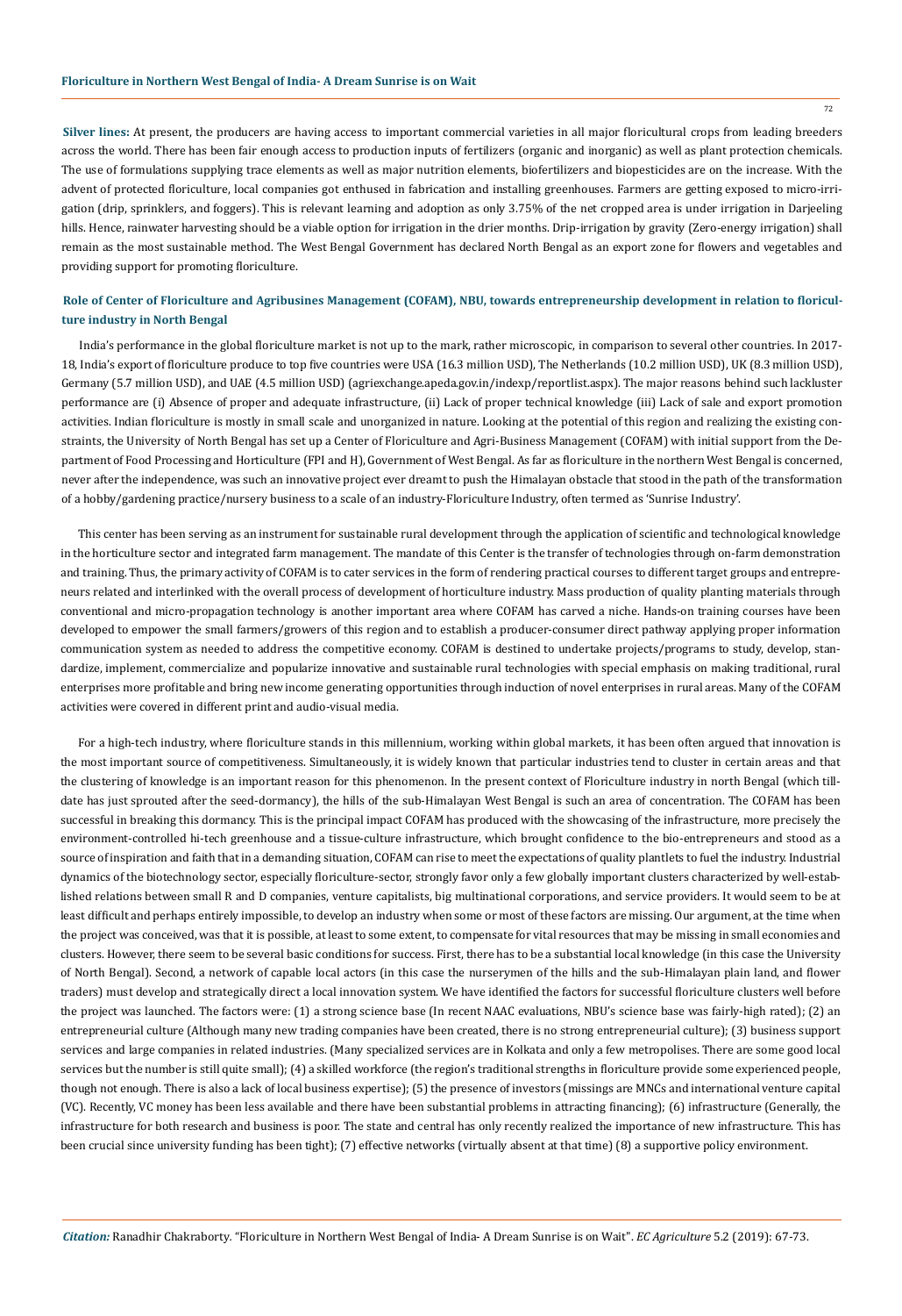**Silver lines:** At present, the producers are having access to important commercial varieties in all major floricultural crops from leading breeders across the world. There has been fair enough access to production inputs of fertilizers (organic and inorganic) as well as plant protection chemicals. The use of formulations supplying trace elements as well as major nutrition elements, biofertilizers and biopesticides are on the increase. With the advent of protected floriculture, local companies got enthused in fabrication and installing greenhouses. Farmers are getting exposed to micro-irrigation (drip, sprinklers, and foggers). This is relevant learning and adoption as only 3.75% of the net cropped area is under irrigation in Darjeeling hills. Hence, rainwater harvesting should be a viable option for irrigation in the drier months. Drip-irrigation by gravity (Zero-energy irrigation) shall remain as the most sustainable method. The West Bengal Government has declared North Bengal as an export zone for flowers and vegetables and providing support for promoting floriculture.

## Role of Center of Floriculture and Agribusines Management (COFAM), NBU, towards entrepreneurship development in relation to floriculture industry in North Bengal

India's performance in the global floriculture market is not up to the mark, rather microscopic, in comparison to several other countries. In 2017-18, India's export of floriculture produce to top five countries were USA (16.3 million USD), The Netherlands (10.2 million USD), UK (8.3 million USD), Germany (5.7 million USD), and UAE (4.5 million USD) (agriexchange.apeda.gov.in/indexp/reportlist.aspx). The major reasons behind such lackluster performance are (i) Absence of proper and adequate infrastructure, (ii) Lack of proper technical knowledge (iii) Lack of sale and export promotion activities. Indian floriculture is mostly in small scale and unorganized in nature. Looking at the potential of this region and realizing the existing constraints, the University of North Bengal has set up a Center of Floriculture and Agri-Business Management (COFAM) with initial support from the Department of Food Processing and Horticulture (FPI and H), Government of West Bengal. As far as floriculture in the northern West Bengal is concerned, never after the independence, was such an innovative project ever dreamt to push the Himalayan obstacle that stood in the path of the transformation of a hobby/gardening practice/nursery business to a scale of an industry-Floriculture Industry, often termed as 'Sunrise Industry'.

This center has been serving as an instrument for sustainable rural development through the application of scientific and technological knowledge in the horticulture sector and integrated farm management. The mandate of this Center is the transfer of technologies through on-farm demonstration and training. Thus, the primary activity of COFAM is to cater services in the form of rendering practical courses to different target groups and entrepreneurs related and interlinked with the overall process of development of horticulture industry. Mass production of quality planting materials through conventional and micro-propagation technology is another important area where COFAM has carved a niche. Hands-on training courses have been developed to empower the small farmers/growers of this region and to establish a producer-consumer direct pathway applying proper information communication system as needed to address the competitive economy. COFAM is destined to undertake projects/programs to study, develop, standardize, implement, commercialize and popularize innovative and sustainable rural technologies with special emphasis on making traditional, rural enterprises more profitable and bring new income generating opportunities through induction of novel enterprises in rural areas. Many of the COFAM activities were covered in different print and audio-visual media.

For a high-tech industry, where floriculture stands in this millennium, working within global markets, it has been often argued that innovation is the most important source of competitiveness. Simultaneously, it is widely known that particular industries tend to cluster in certain areas and that the clustering of knowledge is an important reason for this phenomenon. In the present context of Floriculture industry in north Bengal (which till-date has just sprouted after the seed-dormancy), the hills of the sub-Himalayan West Bengal is such an area of concentration. The COFAM has been successful in breaking this dormancy. This is the principal impact COFAM has produced with the showcasing of the infrastructure, more precisely the environment-controlled hi-tech greenhouse and a tissue-culture infrastructure, which brought confidence to the bio-entrepreneurs and stood as a source of inspiration and faith that in a demanding situation, COFAM can rise to meet the expectations of quality plantlets to fuel the industry. Industrial dynamics of the biotechnology sector, especially floriculture-sector, strongly favor only a few globally important clusters characterized by well-established relations between small R and D companies, venture capitalists, big multinational corporations, and service providers. It would seem to be at least difficult and perhaps entirely impossible, to develop an industry when some or most of these factors are missing. Our argument, at the time when the project was conceived, was that it is possible, at least to some extent, to compensate for vital resources that may be missing in small economies and clusters. However, there seem to be several basic conditions for success. First, there has to be a substantial local knowledge (in this case the University of North Bengal). Second, a network of capable local actors (in this case the nurserymen of the hills and the sub-Himalayan plain land, and flower traders) must develop and strategically direct a local innovation system. We have identified the factors for successful floriculture clusters well before the project was launched. The factors were: (1) a strong science base (In recent NAAC evaluations, NBU's science base was fairly-high rated); (2) an entrepreneurial culture (Although many new trading companies have been created, there is no strong entrepreneurial culture); (3) business support services and large companies in related industries. (Many specialized services are in Kolkata and only a few metropolises. There are some good local services but the number is still quite small); (4) a skilled workforce (the region's traditional strengths in floriculture provide some experienced people, though not enough. There is also a lack of local business expertise); (5) the presence of investors (missings are MNCs and international venture capital (VC). Recently, VC money has been less available and there have been substantial problems in attracting financing); (6) infrastructure (Generally, the infrastructure for both research and business is poor. The state and central has only recently realized the importance of new infrastructure. This has been crucial since university funding has been tight); (7) effective networks (virtually absent at that time) (8) a supportive policy environment.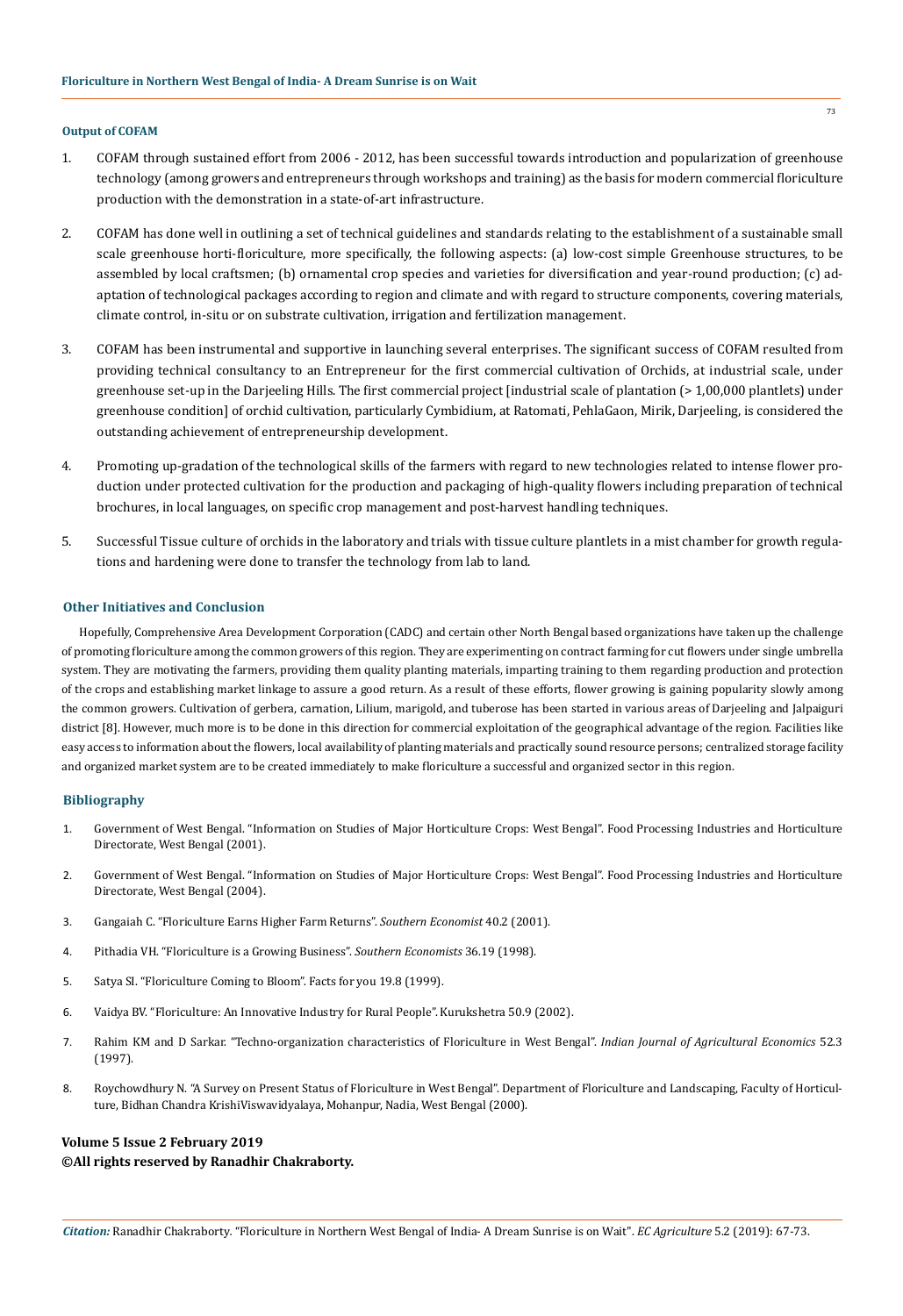#### Output of COFAM

1. COFAM through sustained effort from 2006 - 2012, has been successful towards introduction and popularization of greenhouse technology (among growers and entrepreneurs through workshops and training) as the basis for modern commercial floriculture production with the demonstration in a state-of-art infrastructure.
2. COFAM has done well in outlining a set of technical guidelines and standards relating to the establishment of a sustainable small scale greenhouse horti-floriculture, more specifically, the following aspects: (a) low-cost simple Greenhouse structures, to be assembled by local craftsmen; (b) ornamental crop species and varieties for diversification and year-round production; (c) adaptation of technological packages according to region and climate and with regard to structure components, covering materials, climate control, in-situ or on substrate cultivation, irrigation and fertilization management.
3. COFAM has been instrumental and supportive in launching several enterprises. The significant success of COFAM resulted from providing technical consultancy to an Entrepreneur for the first commercial cultivation of Orchids, at industrial scale, under greenhouse set-up in the Darjeeling Hills. The first commercial project [industrial scale of plantation (> 1,00,000 plantlets) under greenhouse condition] of orchid cultivation, particularly Cymbidium, at Ratomati, PehlaGaon, Mirik, Darjeeling, is considered the outstanding achievement of entrepreneurship development.
4. Promoting up-gradation of the technological skills of the farmers with regard to new technologies related to intense flower production under protected cultivation for the production and packaging of high-quality flowers including preparation of technical brochures, in local languages, on specific crop management and post-harvest handling techniques.
5. Successful Tissue culture of orchids in the laboratory and trials with tissue culture plantlets in a mist chamber for growth regulations and hardening were done to transfer the technology from lab to land.

### Other Initiatives and Conclusion

Hopefully, Comprehensive Area Development Corporation (CADC) and certain other North Bengal based organizations have taken up the challenge of promoting floriculture among the common growers of this region. They are experimenting on contract farming for cut flowers under single umbrella system. They are motivating the farmers, providing them quality planting materials, imparting training to them regarding production and protection of the crops and establishing market linkage to assure a good return. As a result of these efforts, flower growing is gaining popularity slowly among the common growers. Cultivation of gerbera, carnation, Lilium, marigold, and tuberose has been started in various areas of Darjeeling and Jalpaiguri district [8]. However, much more is to be done in this direction for commercial exploitation of the geographical advantage of the region. Facilities like easy access to information about the flowers, local availability of planting materials and practically sound resource persons; centralized storage facility and organized market system are to be created immediately to make floriculture a successful and organized sector in this region.

### Bibliography

1. Government of West Bengal. "Information on Studies of Major Horticulture Crops: West Bengal". Food Processing Industries and Horticulture Directorate, West Bengal (2001).
2. Government of West Bengal. "Information on Studies of Major Horticulture Crops: West Bengal". Food Processing Industries and Horticulture Directorate, West Bengal (2004).
3. Gangaiah C. "Floriculture Earns Higher Farm Returns". *Southern Economist* 40.2 (2001).
4. Pithadia VH. "Floriculture is a Growing Business". *Southern Economists* 36.19 (1998).
5. Satya SI. "Floriculture Coming to Bloom". Facts for you 19.8 (1999).
6. Vaidya BV. "Floriculture: An Innovative Industry for Rural People". Kurukshetra 50.9 (2002).
7. Rahim KM and D Sarkar. "Techno-organization characteristics of Floriculture in West Bengal". *Indian Journal of Agricultural Economics* 52.3 (1997).
8. Roychowdhury N. "A Survey on Present Status of Floriculture in West Bengal". Department of Floriculture and Landscaping, Faculty of Horticulture, Bidhan Chandra KrishiViswavidyalaya, Mohanpur, Nadia, West Bengal (2000).

**Volume 5 Issue 2 February 2019**
**©All rights reserved by Ranadhir Chakraborty.**